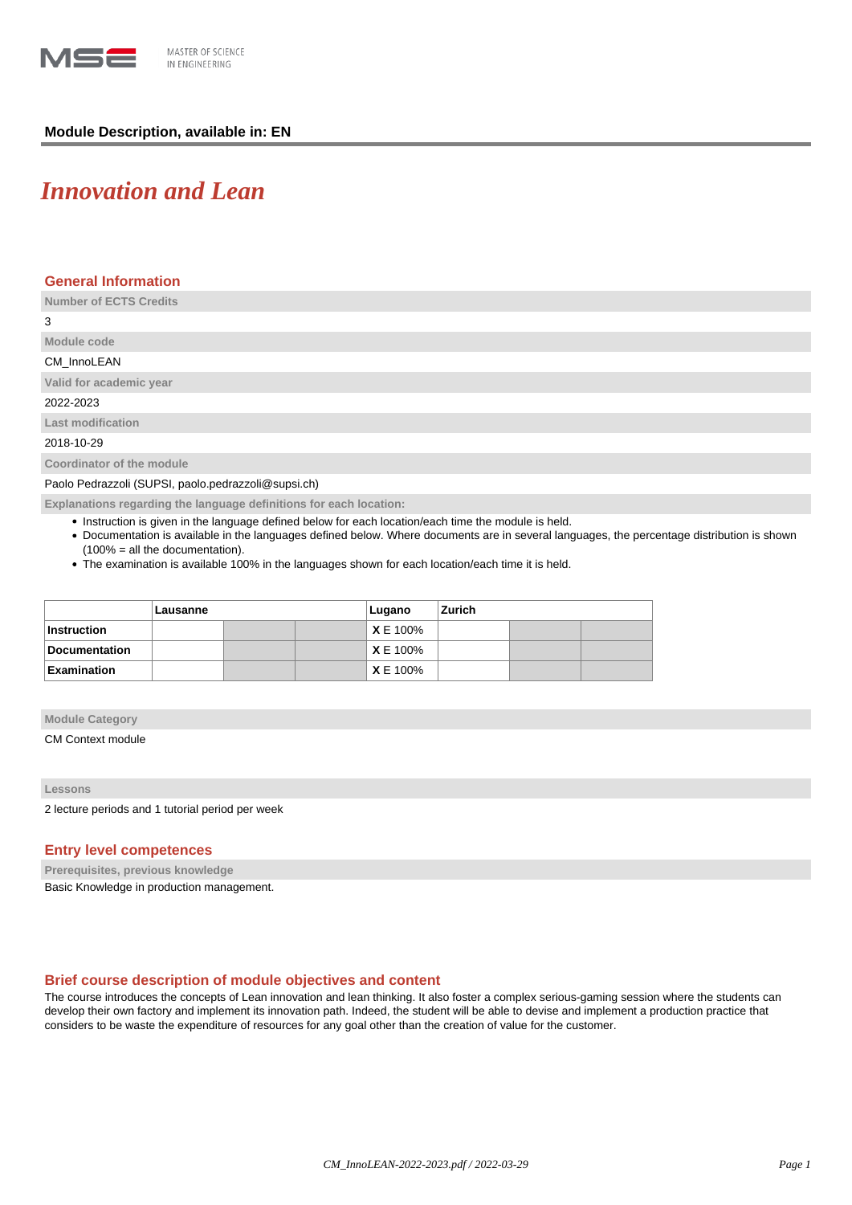MASTER OF SCIENCE IN ENGINEERING

**Module Description, available in: EN**

# *Innovation and Lean*

## General Information

**Number of ECTS Credits**

3

**Module code**

CM_InnoLEAN

**Valid for academic year**

2022-2023

**Last modification**

2018-10-29

**Coordinator of the module**

Paolo Pedrazzoli (SUPSI, paolo.pedrazzoli@supsi.ch)

**Explanations regarding the language definitions for each location:**

- Instruction is given in the language defined below for each location/each time the module is held.
- Documentation is available in the languages defined below. Where documents are in several languages, the percentage distribution is shown (100% = all the documentation).
- The examination is available 100% in the languages shown for each location/each time it is held.

| | Lausanne | | | Lugano | Zurich | | |
|---|---|---|---|---|---|---|---|
| **Instruction** | | | | **X** E 100% | | | |
| **Documentation** | | | | **X** E 100% | | | |
| **Examination** | | | | **X** E 100% | | | |

**Module Category**

CM Context module

**Lessons**

2 lecture periods and 1 tutorial period per week

## Entry level competences

**Prerequisites, previous knowledge**

Basic Knowledge in production management.

## Brief course description of module objectives and content

The course introduces the concepts of Lean innovation and lean thinking. It also foster a complex serious-gaming session where the students can develop their own factory and implement its innovation path. Indeed, the student will be able to devise and implement a production practice that considers to be waste the expenditure of resources for any goal other than the creation of value for the customer.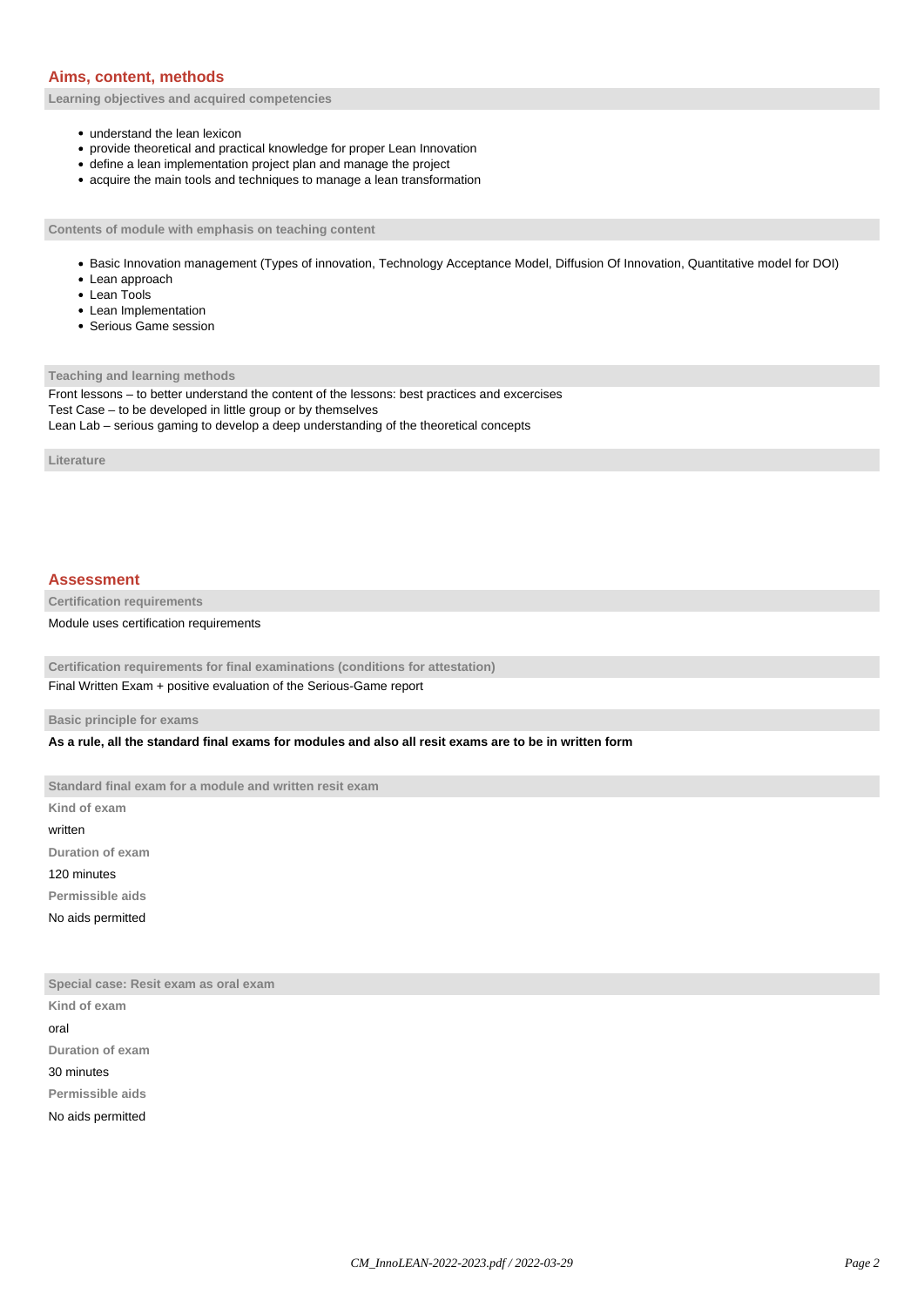## Aims, content, methods

### Learning objectives and acquired competencies

- understand the lean lexicon
- provide theoretical and practical knowledge for proper Lean Innovation
- define a lean implementation project plan and manage the project
- acquire the main tools and techniques to manage a lean transformation

### Contents of module with emphasis on teaching content

- Basic Innovation management (Types of innovation, Technology Acceptance Model, Diffusion Of Innovation, Quantitative model for DOI)
- Lean approach
- Lean Tools
- Lean Implementation
- Serious Game session

### Teaching and learning methods

Front lessons – to better understand the content of the lessons: best practices and excercises
Test Case – to be developed in little group or by themselves
Lean Lab – serious gaming to develop a deep understanding of the theoretical concepts

### Literature

## Assessment

### Certification requirements

Module uses certification requirements

### Certification requirements for final examinations (conditions for attestation)

Final Written Exam + positive evaluation of the Serious-Game report

### Basic principle for exams

**As a rule, all the standard final exams for modules and also all resit exams are to be in written form**

### Standard final exam for a module and written resit exam

**Kind of exam**

written

**Duration of exam**

120 minutes

**Permissible aids**

No aids permitted

### Special case: Resit exam as oral exam

**Kind of exam**

oral

**Duration of exam**

30 minutes

**Permissible aids**

No aids permitted